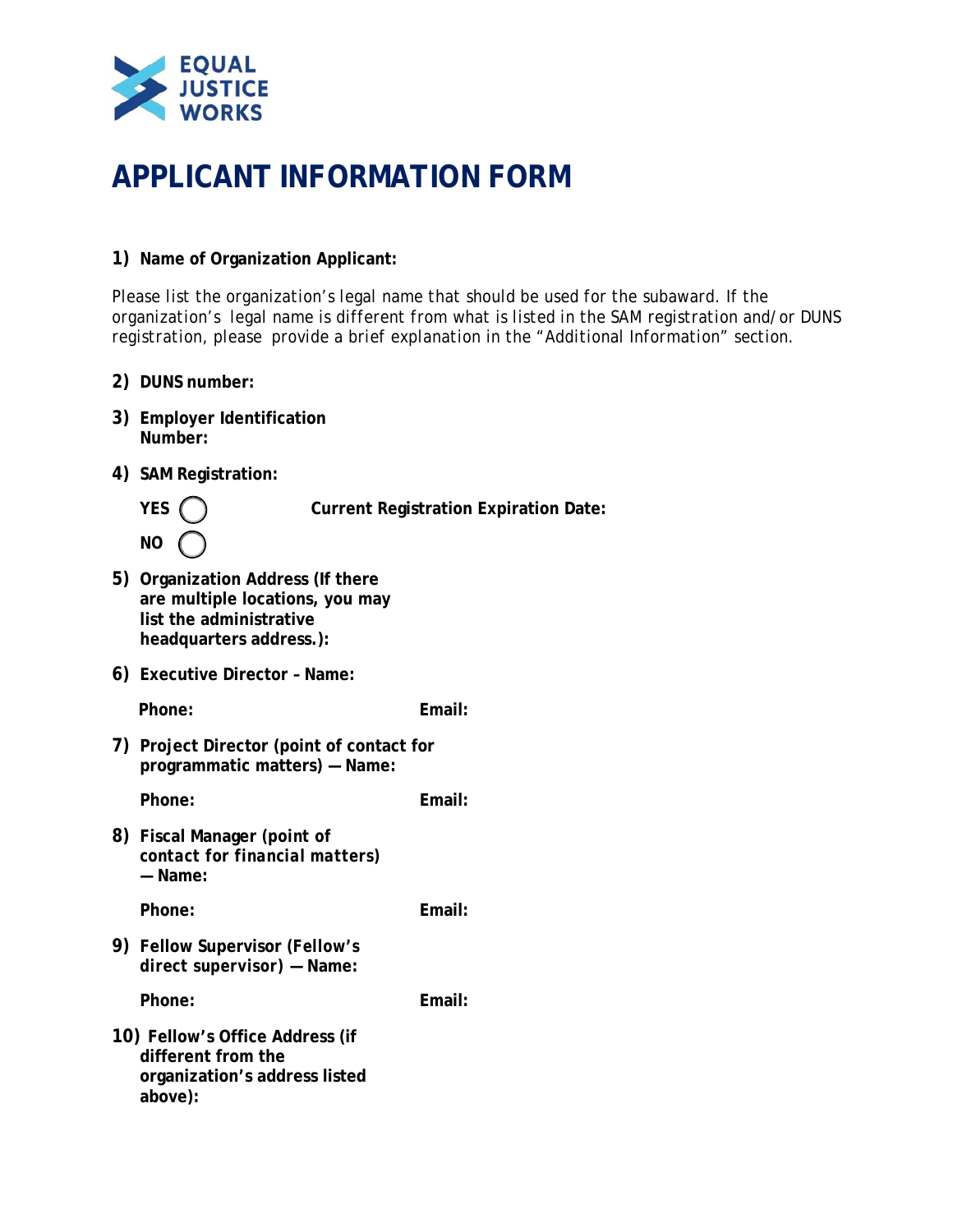EQUAL JUSTICE WORKS

# APPLICANT INFORMATION FORM

**1) Name of Organization Applicant:**

Please list the organization's legal name that should be used for the subaward. If the organization's legal name is different from what is listed in the SAM registration and/or DUNS registration, please provide a brief explanation in the "Additional Information" section.

**2) DUNS number:**

**3) Employer Identification Number:**

**4) SAM Registration:**

**YES** ◯ **Current Registration Expiration Date:**

**NO** ◯

**5) Organization Address (If there are multiple locations, you may list the administrative headquarters address.):**

**6) Executive Director – Name:**

**Phone:** **Email:**

**7) Project Director (point of contact for programmatic matters) — Name:**

**Phone:** **Email:**

**8) Fiscal Manager (point of contact for financial matters) — Name:**

**Phone:** **Email:**

**9) Fellow Supervisor (Fellow's direct supervisor) — Name:**

**Phone:** **Email:**

**10) Fellow's Office Address (if different from the organization's address listed above):**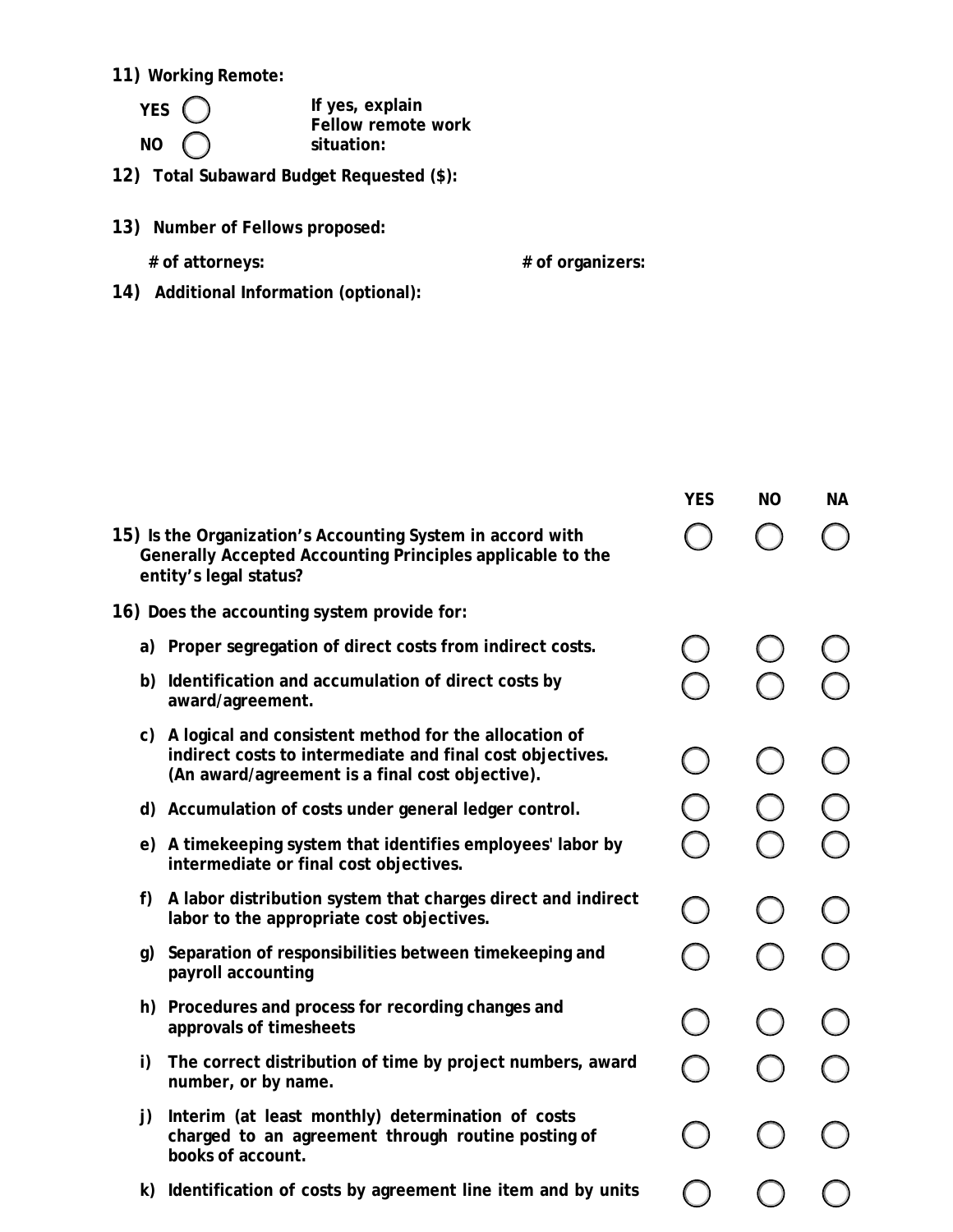**11) Working Remote:**

YES ◯ NO ◯

**If yes, explain Fellow remote work situation:**

**12) Total Subaward Budget Requested ($):**

**13) Number of Fellows proposed:**

**# of attorneys:** **# of organizers:**

**14) Additional Information (optional):**

| | YES | NO | NA |
|---|---|---|---|
| **15) Is the Organization's Accounting System in accord with Generally Accepted Accounting Principles applicable to the entity's legal status?** | ◯ | ◯ | ◯ |
| **16) Does the accounting system provide for:** | | | |
| **a) Proper segregation of direct costs from indirect costs.** | ◯ | ◯ | ◯ |
| **b) Identification and accumulation of direct costs by award/agreement.** | ◯ | ◯ | ◯ |
| **c) A logical and consistent method for the allocation of indirect costs to intermediate and final cost objectives. (An award/agreement is a final cost objective).** | ◯ | ◯ | ◯ |
| **d) Accumulation of costs under general ledger control.** | ◯ | ◯ | ◯ |
| **e) A timekeeping system that identifies employees' labor by intermediate or final cost objectives.** | ◯ | ◯ | ◯ |
| **f) A labor distribution system that charges direct and indirect labor to the appropriate cost objectives.** | ◯ | ◯ | ◯ |
| **g) Separation of responsibilities between timekeeping and payroll accounting** | ◯ | ◯ | ◯ |
| **h) Procedures and process for recording changes and approvals of timesheets** | ◯ | ◯ | ◯ |
| **i) The correct distribution of time by project numbers, award number, or by name.** | ◯ | ◯ | ◯ |
| **j) Interim (at least monthly) determination of costs charged to an agreement through routine posting of books of account.** | ◯ | ◯ | ◯ |
| **k) Identification of costs by agreement line item and by units** | ◯ | ◯ | ◯ |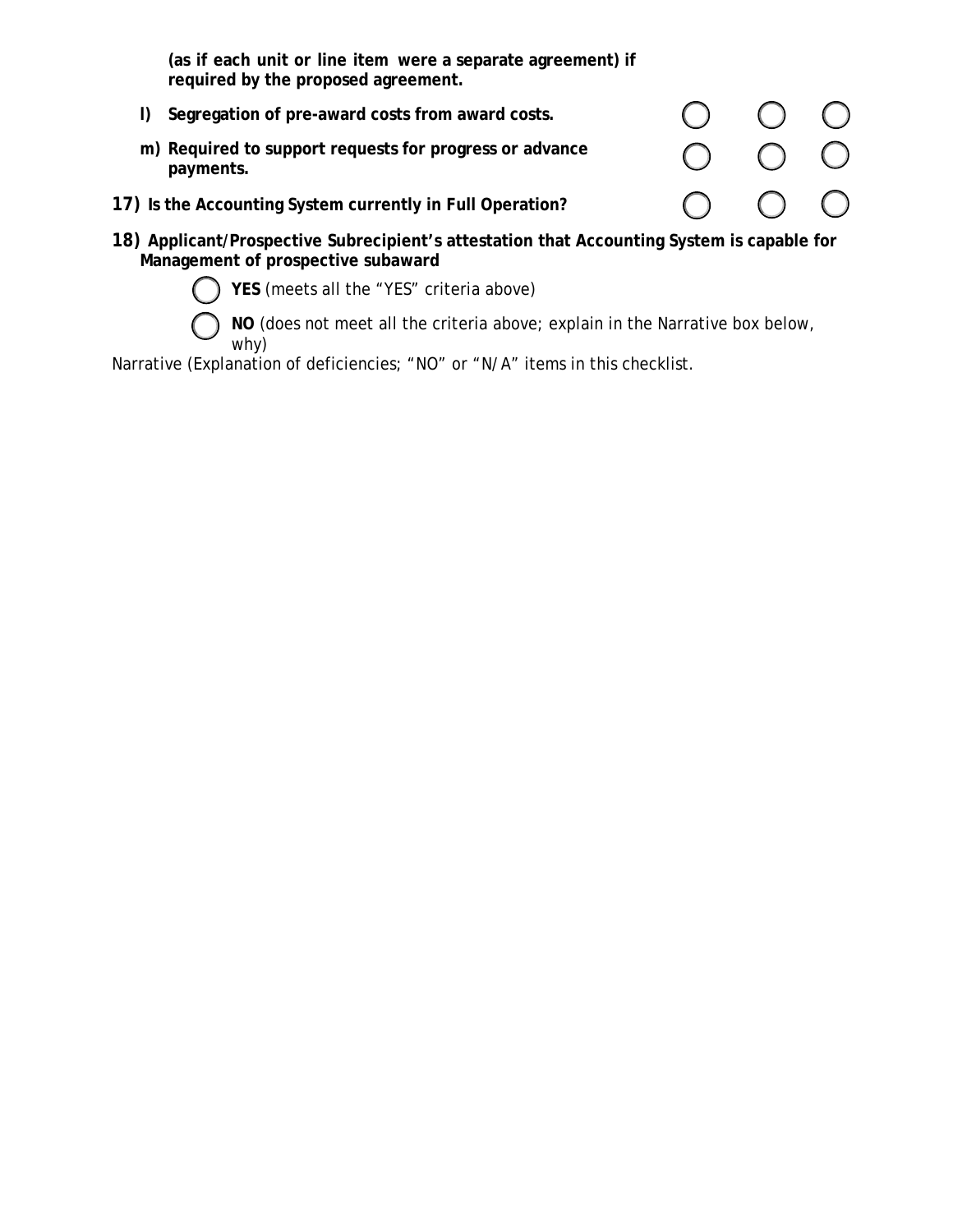**(as if each unit or line item were a separate agreement) if required by the proposed agreement.**

- **l) Segregation of pre-award costs from award costs.** ◯ ◯ ◯
- **m) Required to support requests for progress or advance payments.** ◯ ◯ ◯

**17) Is the Accounting System currently in Full Operation?** ◯ ◯ ◯

**18) Applicant/Prospective Subrecipient's attestation that Accounting System is capable for Management of prospective subaward**

◯ **YES** *(meets all the "YES" criteria above)*

◯ **NO** *(does not meet all the criteria above; explain in the Narrative box below, why)*

Narrative (Explanation of deficiencies; "NO" or "N/A" items in this checklist.